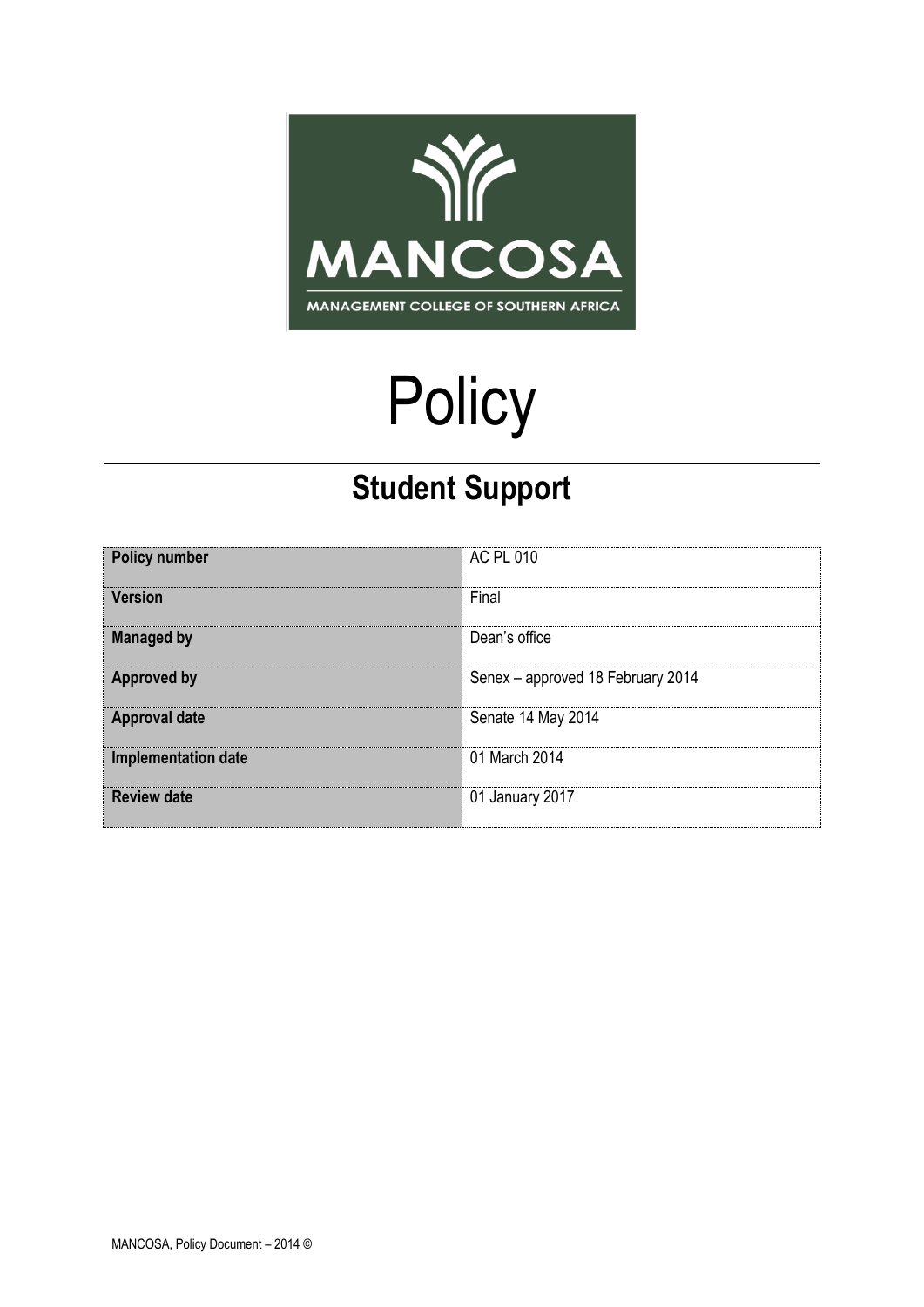MANCOSA

MANAGEMENT COLLEGE OF SOUTHERN AFRICA

# Policy

## Student Support

| Policy number | AC PL 010 |
|---|---|
| Version | Final |
| Managed by | Dean's office |
| Approved by | Senex – approved 18 February 2014 |
| Approval date | Senate 14 May 2014 |
| Implementation date | 01 March 2014 |
| Review date | 01 January 2017 |

MANCOSA, Policy Document – 2014 ©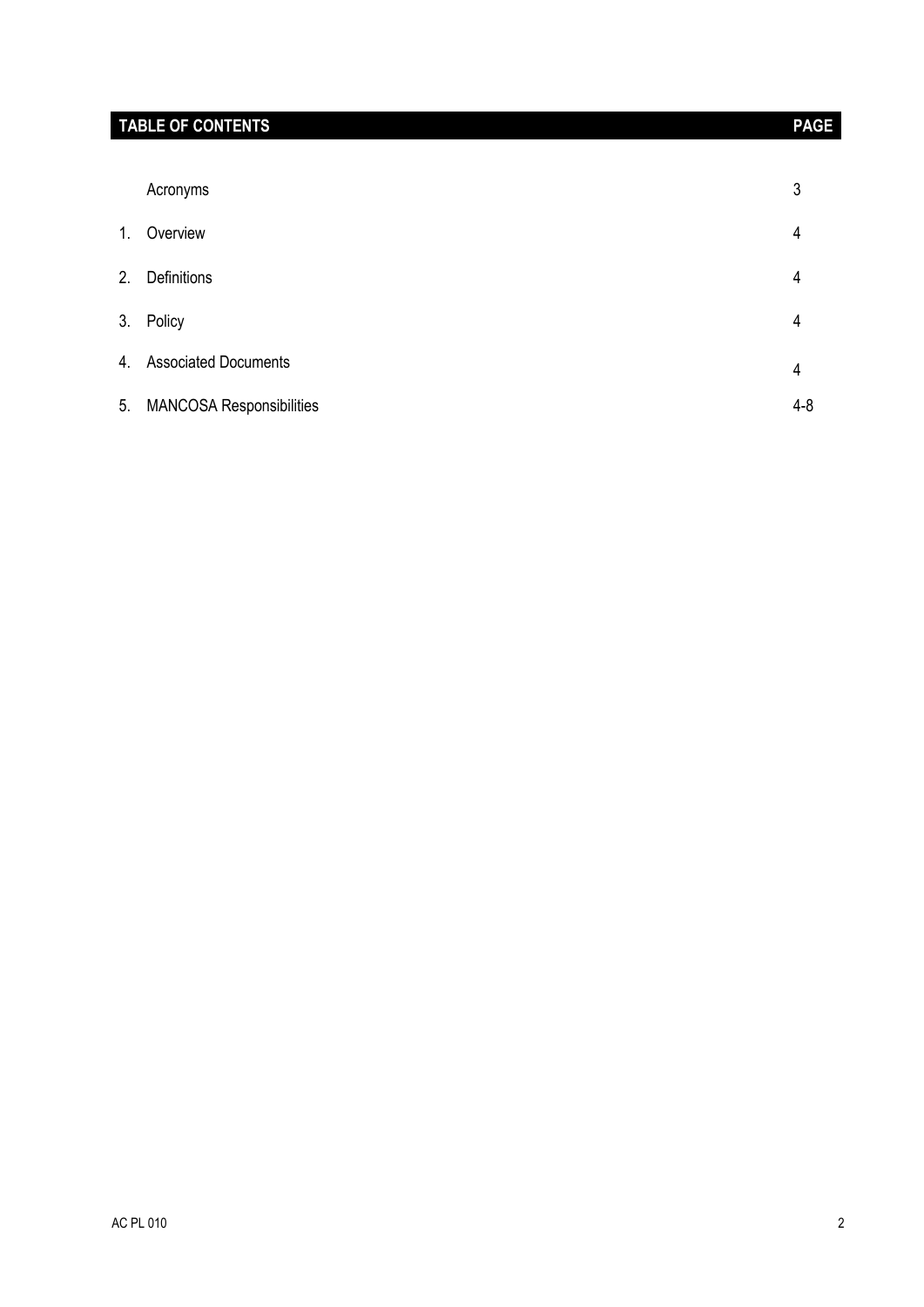| TABLE OF CONTENTS | | PAGE |
| --- | --- | --- |
| | Acronyms | 3 |
| 1. | Overview | 4 |
| 2. | Definitions | 4 |
| 3. | Policy | 4 |
| 4. | Associated Documents | 4 |
| 5. | MANCOSA Responsibilities | 4-8 |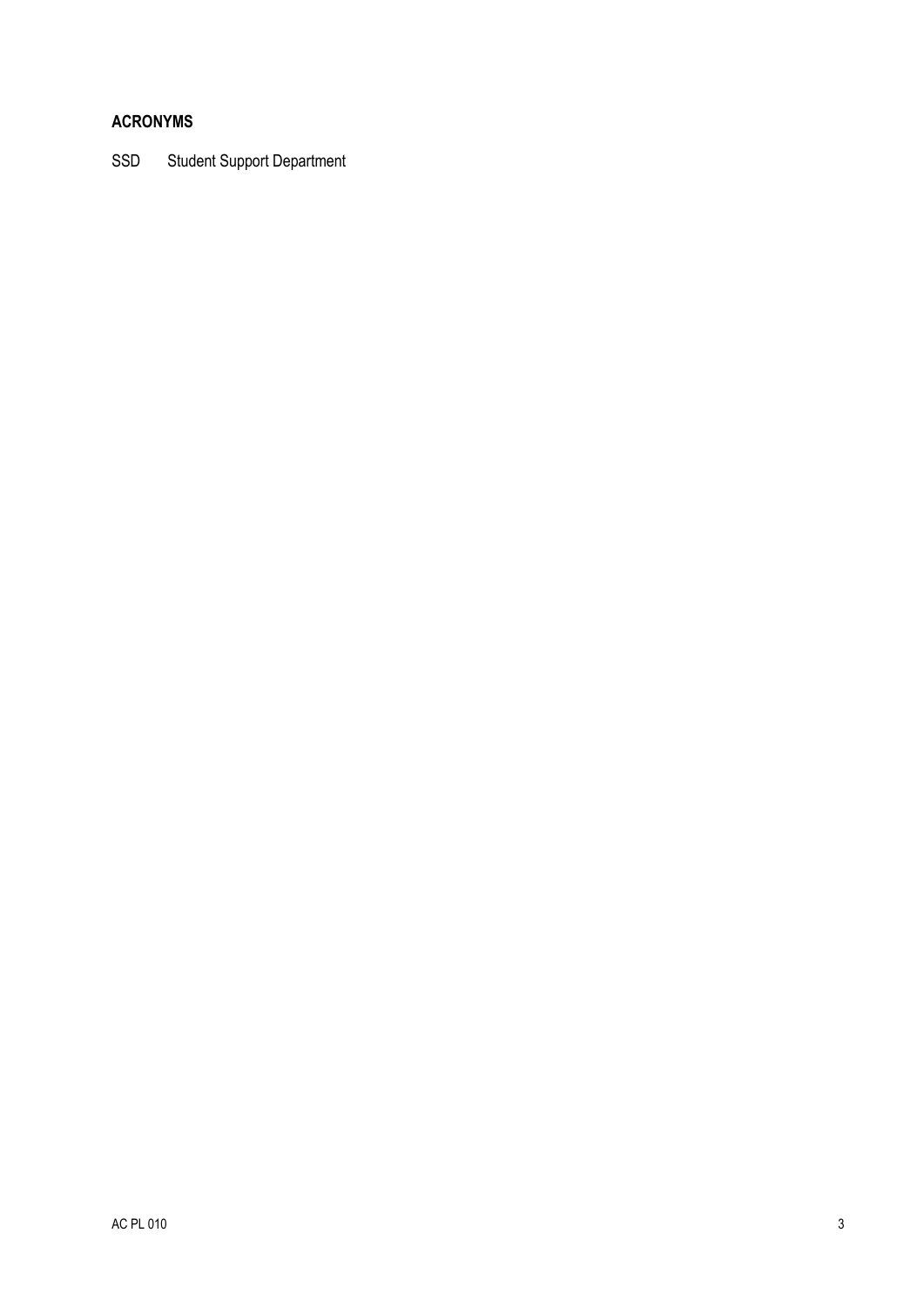## ACRONYMS

| | |
|---|---|
| SSD | Student Support Department |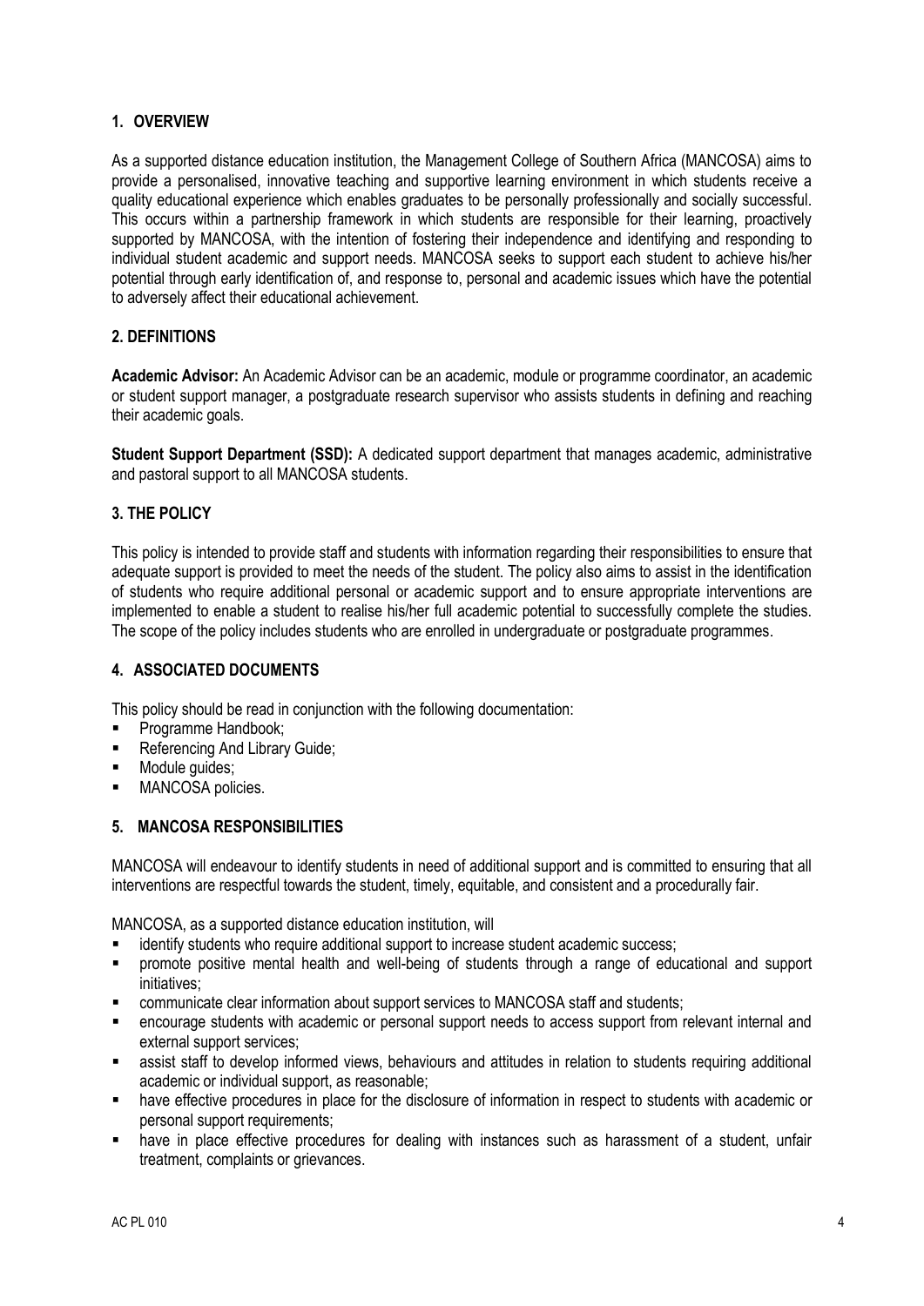## 1. OVERVIEW

As a supported distance education institution, the Management College of Southern Africa (MANCOSA) aims to provide a personalised, innovative teaching and supportive learning environment in which students receive a quality educational experience which enables graduates to be personally professionally and socially successful. This occurs within a partnership framework in which students are responsible for their learning, proactively supported by MANCOSA, with the intention of fostering their independence and identifying and responding to individual student academic and support needs. MANCOSA seeks to support each student to achieve his/her potential through early identification of, and response to, personal and academic issues which have the potential to adversely affect their educational achievement.

## 2. DEFINITIONS

**Academic Advisor:** An Academic Advisor can be an academic, module or programme coordinator, an academic or student support manager, a postgraduate research supervisor who assists students in defining and reaching their academic goals.

**Student Support Department (SSD):** A dedicated support department that manages academic, administrative and pastoral support to all MANCOSA students.

## 3. THE POLICY

This policy is intended to provide staff and students with information regarding their responsibilities to ensure that adequate support is provided to meet the needs of the student. The policy also aims to assist in the identification of students who require additional personal or academic support and to ensure appropriate interventions are implemented to enable a student to realise his/her full academic potential to successfully complete the studies. The scope of the policy includes students who are enrolled in undergraduate or postgraduate programmes.

## 4. ASSOCIATED DOCUMENTS

This policy should be read in conjunction with the following documentation:

- Programme Handbook;
- Referencing And Library Guide;
- Module guides;
- MANCOSA policies.

## 5. MANCOSA RESPONSIBILITIES

MANCOSA will endeavour to identify students in need of additional support and is committed to ensuring that all interventions are respectful towards the student, timely, equitable, and consistent and a procedurally fair.

MANCOSA, as a supported distance education institution, will

- identify students who require additional support to increase student academic success;
- promote positive mental health and well-being of students through a range of educational and support initiatives;
- communicate clear information about support services to MANCOSA staff and students;
- encourage students with academic or personal support needs to access support from relevant internal and external support services;
- assist staff to develop informed views, behaviours and attitudes in relation to students requiring additional academic or individual support, as reasonable;
- have effective procedures in place for the disclosure of information in respect to students with academic or personal support requirements;
- have in place effective procedures for dealing with instances such as harassment of a student, unfair treatment, complaints or grievances.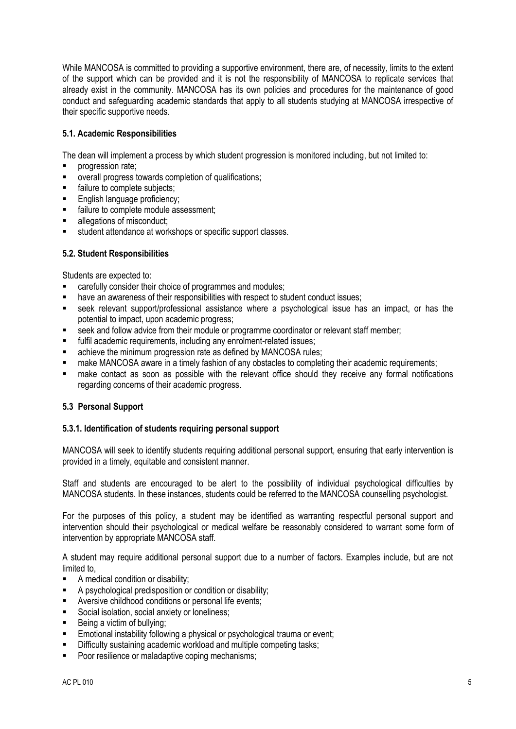While MANCOSA is committed to providing a supportive environment, there are, of necessity, limits to the extent of the support which can be provided and it is not the responsibility of MANCOSA to replicate services that already exist in the community. MANCOSA has its own policies and procedures for the maintenance of good conduct and safeguarding academic standards that apply to all students studying at MANCOSA irrespective of their specific supportive needs.

### 5.1. Academic Responsibilities

The dean will implement a process by which student progression is monitored including, but not limited to:

- progression rate;
- overall progress towards completion of qualifications;
- failure to complete subjects;
- English language proficiency;
- failure to complete module assessment;
- allegations of misconduct;
- student attendance at workshops or specific support classes.

### 5.2. Student Responsibilities

Students are expected to:

- carefully consider their choice of programmes and modules;
- have an awareness of their responsibilities with respect to student conduct issues;
- seek relevant support/professional assistance where a psychological issue has an impact, or has the potential to impact, upon academic progress;
- seek and follow advice from their module or programme coordinator or relevant staff member;
- fulfil academic requirements, including any enrolment-related issues;
- achieve the minimum progression rate as defined by MANCOSA rules;
- make MANCOSA aware in a timely fashion of any obstacles to completing their academic requirements;
- make contact as soon as possible with the relevant office should they receive any formal notifications regarding concerns of their academic progress.

### 5.3 Personal Support

#### 5.3.1. Identification of students requiring personal support

MANCOSA will seek to identify students requiring additional personal support, ensuring that early intervention is provided in a timely, equitable and consistent manner.

Staff and students are encouraged to be alert to the possibility of individual psychological difficulties by MANCOSA students. In these instances, students could be referred to the MANCOSA counselling psychologist.

For the purposes of this policy, a student may be identified as warranting respectful personal support and intervention should their psychological or medical welfare be reasonably considered to warrant some form of intervention by appropriate MANCOSA staff.

A student may require additional personal support due to a number of factors. Examples include, but are not limited to,

- A medical condition or disability;
- A psychological predisposition or condition or disability;
- Aversive childhood conditions or personal life events;
- Social isolation, social anxiety or loneliness;
- Being a victim of bullying;
- Emotional instability following a physical or psychological trauma or event;
- Difficulty sustaining academic workload and multiple competing tasks;
- Poor resilience or maladaptive coping mechanisms;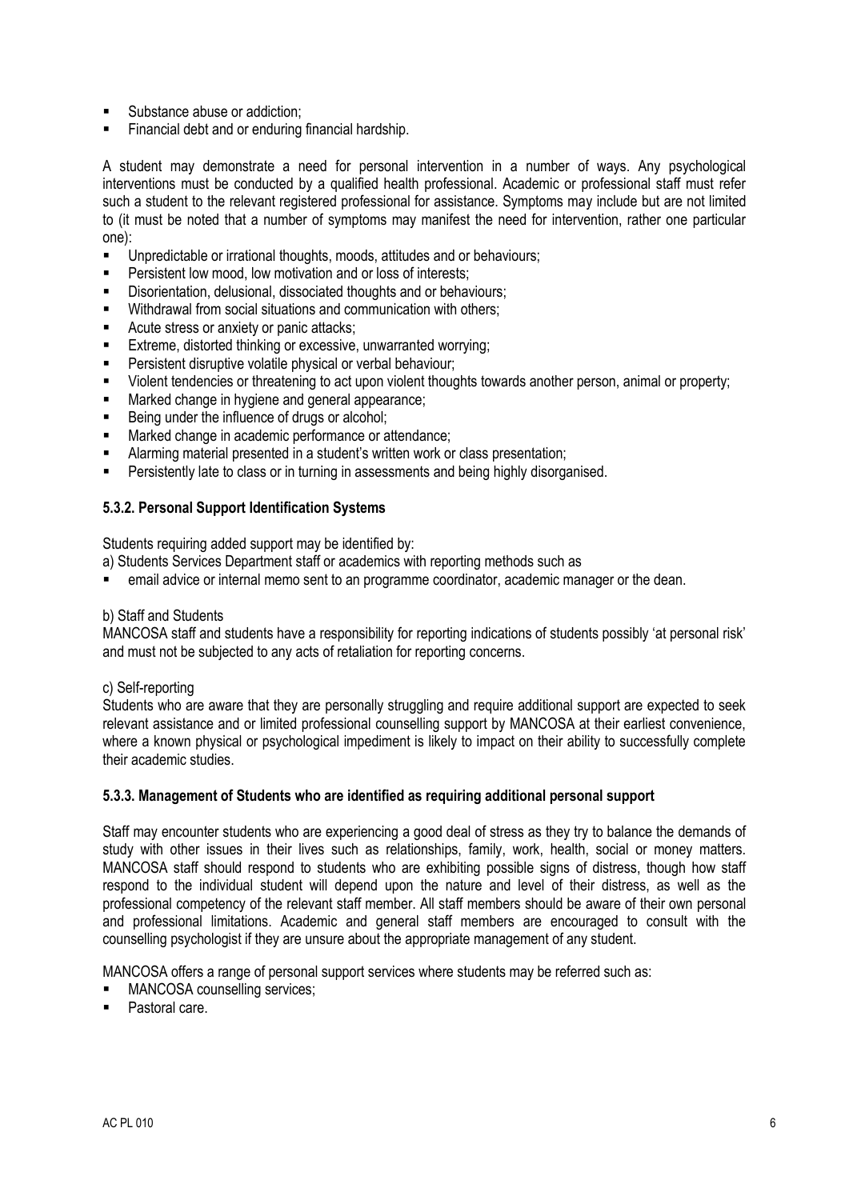- Substance abuse or addiction;
- Financial debt and or enduring financial hardship.

A student may demonstrate a need for personal intervention in a number of ways. Any psychological interventions must be conducted by a qualified health professional. Academic or professional staff must refer such a student to the relevant registered professional for assistance. Symptoms may include but are not limited to (it must be noted that a number of symptoms may manifest the need for intervention, rather one particular one):

- Unpredictable or irrational thoughts, moods, attitudes and or behaviours;
- Persistent low mood, low motivation and or loss of interests;
- Disorientation, delusional, dissociated thoughts and or behaviours;
- Withdrawal from social situations and communication with others;
- Acute stress or anxiety or panic attacks;
- Extreme, distorted thinking or excessive, unwarranted worrying;
- Persistent disruptive volatile physical or verbal behaviour;
- Violent tendencies or threatening to act upon violent thoughts towards another person, animal or property;
- Marked change in hygiene and general appearance;
- Being under the influence of drugs or alcohol;
- Marked change in academic performance or attendance;
- Alarming material presented in a student's written work or class presentation;
- Persistently late to class or in turning in assessments and being highly disorganised.

#### 5.3.2. Personal Support Identification Systems

Students requiring added support may be identified by:

a) Students Services Department staff or academics with reporting methods such as

- email advice or internal memo sent to an programme coordinator, academic manager or the dean.

b) Staff and Students

MANCOSA staff and students have a responsibility for reporting indications of students possibly 'at personal risk' and must not be subjected to any acts of retaliation for reporting concerns.

c) Self-reporting

Students who are aware that they are personally struggling and require additional support are expected to seek relevant assistance and or limited professional counselling support by MANCOSA at their earliest convenience, where a known physical or psychological impediment is likely to impact on their ability to successfully complete their academic studies.

#### 5.3.3. Management of Students who are identified as requiring additional personal support

Staff may encounter students who are experiencing a good deal of stress as they try to balance the demands of study with other issues in their lives such as relationships, family, work, health, social or money matters. MANCOSA staff should respond to students who are exhibiting possible signs of distress, though how staff respond to the individual student will depend upon the nature and level of their distress, as well as the professional competency of the relevant staff member. All staff members should be aware of their own personal and professional limitations. Academic and general staff members are encouraged to consult with the counselling psychologist if they are unsure about the appropriate management of any student.

MANCOSA offers a range of personal support services where students may be referred such as:

- MANCOSA counselling services;
- Pastoral care.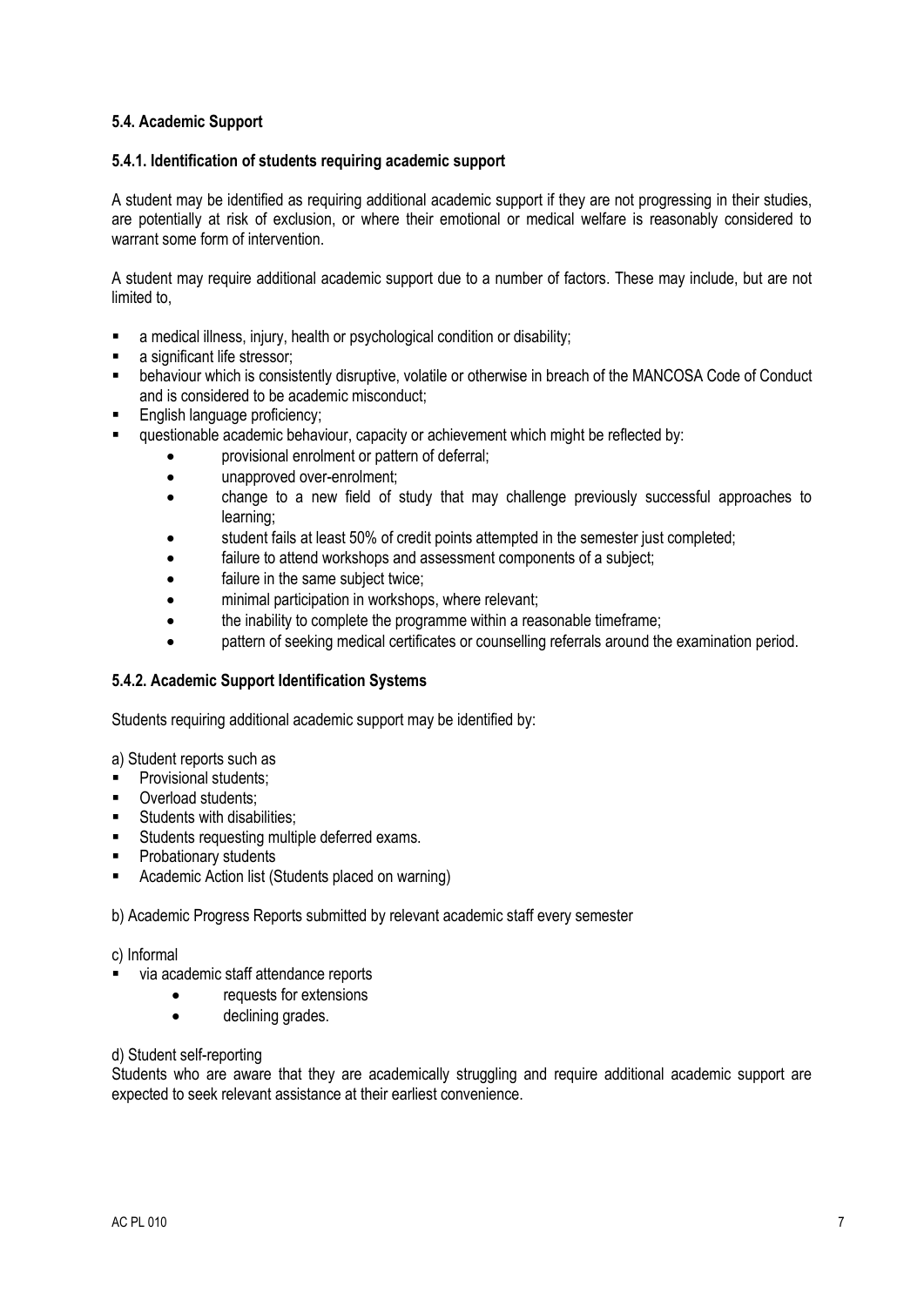### 5.4. Academic Support

#### 5.4.1. Identification of students requiring academic support

A student may be identified as requiring additional academic support if they are not progressing in their studies, are potentially at risk of exclusion, or where their emotional or medical welfare is reasonably considered to warrant some form of intervention.

A student may require additional academic support due to a number of factors. These may include, but are not limited to,

- a medical illness, injury, health or psychological condition or disability;
- a significant life stressor;
- behaviour which is consistently disruptive, volatile or otherwise in breach of the MANCOSA Code of Conduct and is considered to be academic misconduct;
- English language proficiency;
- questionable academic behaviour, capacity or achievement which might be reflected by:
  - provisional enrolment or pattern of deferral;
  - unapproved over-enrolment;
  - change to a new field of study that may challenge previously successful approaches to learning;
  - student fails at least 50% of credit points attempted in the semester just completed;
  - failure to attend workshops and assessment components of a subject;
  - failure in the same subject twice;
  - minimal participation in workshops, where relevant;
  - the inability to complete the programme within a reasonable timeframe;
  - pattern of seeking medical certificates or counselling referrals around the examination period.

#### 5.4.2. Academic Support Identification Systems

Students requiring additional academic support may be identified by:

a) Student reports such as

- Provisional students;
- Overload students;
- Students with disabilities;
- Students requesting multiple deferred exams.
- Probationary students
- Academic Action list (Students placed on warning)

b) Academic Progress Reports submitted by relevant academic staff every semester

c) Informal

- via academic staff attendance reports
  - requests for extensions
  - declining grades.

d) Student self-reporting

Students who are aware that they are academically struggling and require additional academic support are expected to seek relevant assistance at their earliest convenience.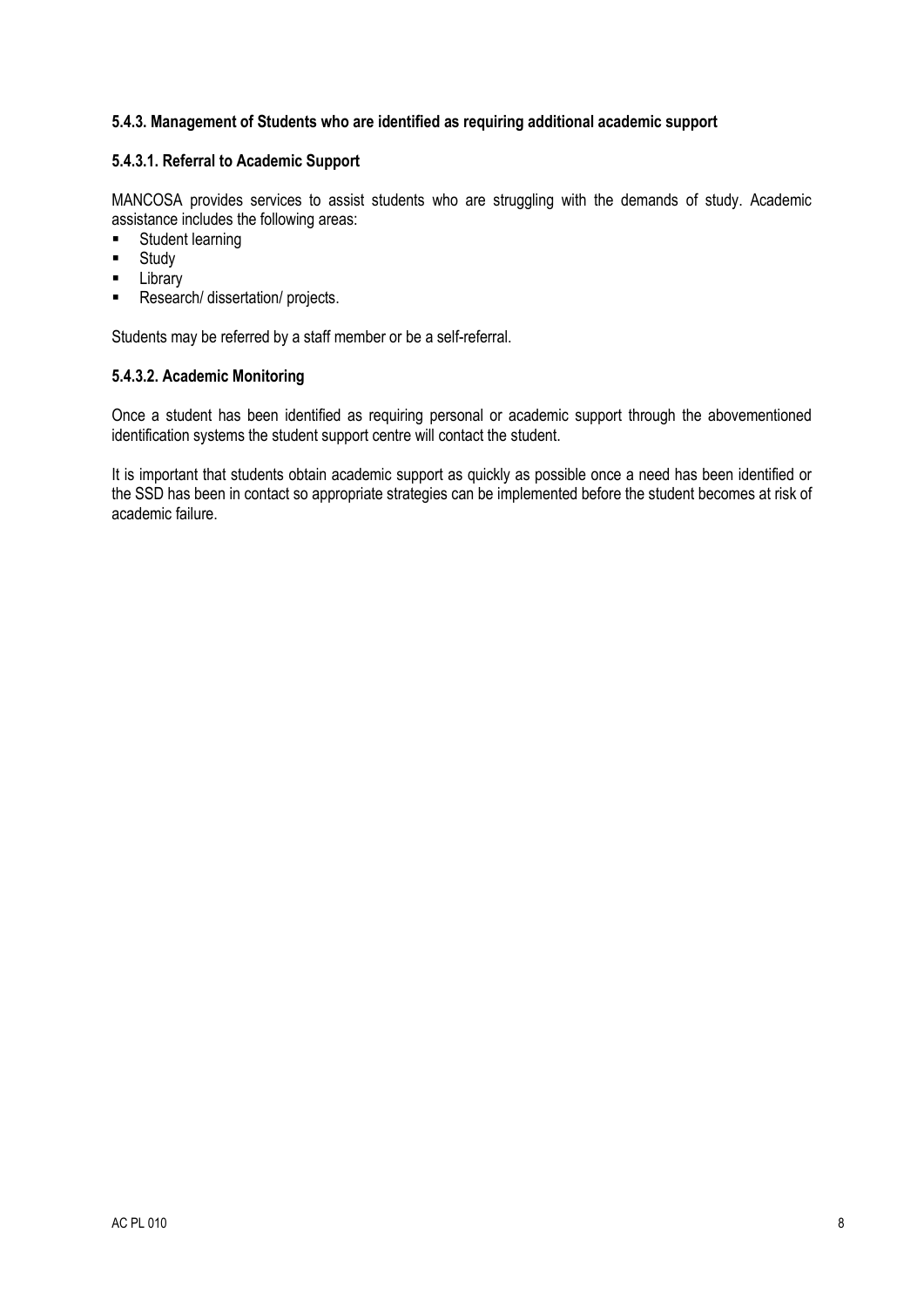#### 5.4.3. Management of Students who are identified as requiring additional academic support

##### 5.4.3.1. Referral to Academic Support

MANCOSA provides services to assist students who are struggling with the demands of study. Academic assistance includes the following areas:

- Student learning
- Study
- Library
- Research/ dissertation/ projects.

Students may be referred by a staff member or be a self-referral.

##### 5.4.3.2. Academic Monitoring

Once a student has been identified as requiring personal or academic support through the abovementioned identification systems the student support centre will contact the student.

It is important that students obtain academic support as quickly as possible once a need has been identified or the SSD has been in contact so appropriate strategies can be implemented before the student becomes at risk of academic failure.